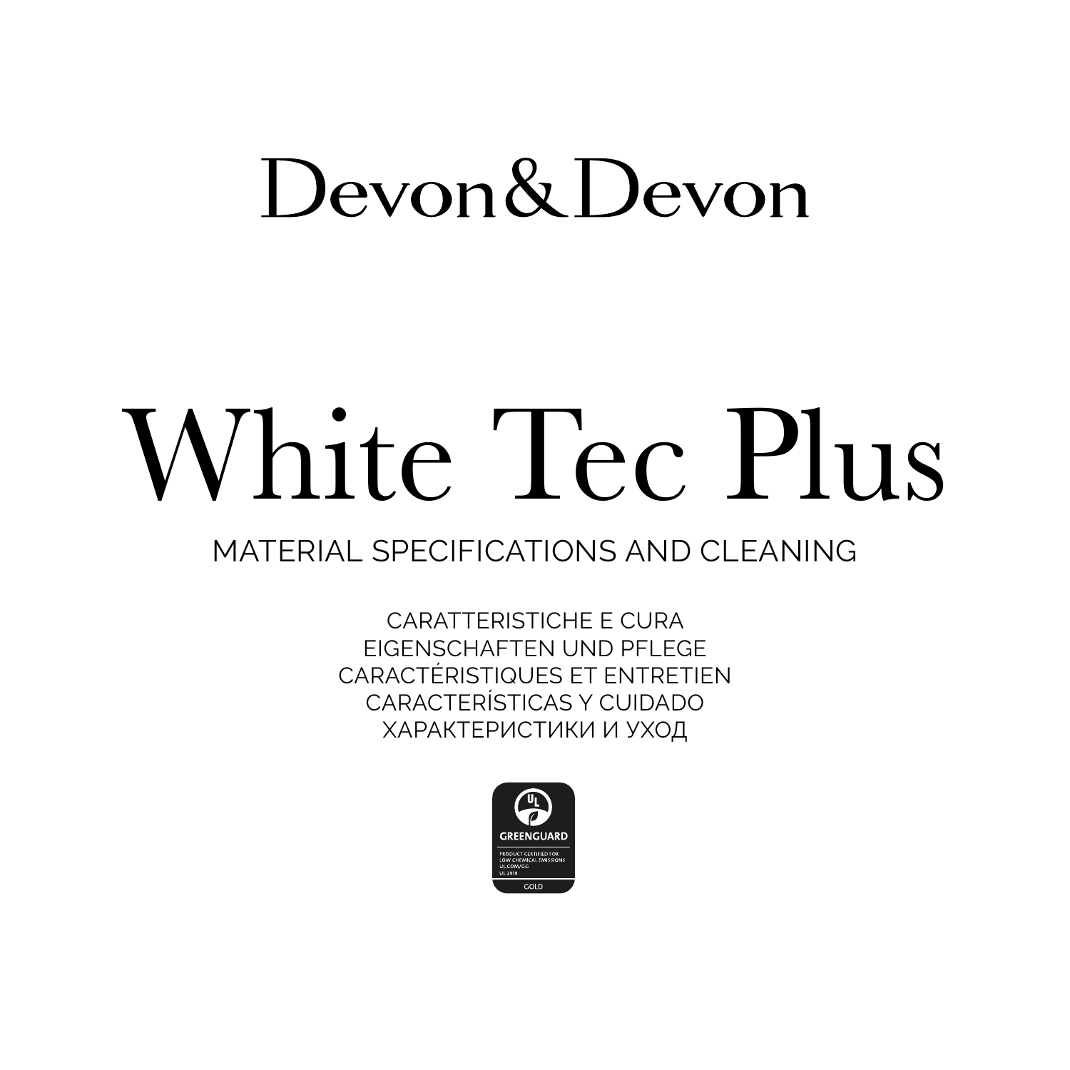Devon&Devon

# White Tec Plus

## MATERIAL SPECIFICATIONS AND CLEANING

CARATTERISTICHE E CURA
EIGENSCHAFTEN UND PFLEGE
CARACTÉRISTIQUES ET ENTRETIEN
CARACTERÍSTICAS Y CUIDADO
ХАРАКТЕРИСТИКИ И УХОД

GREENGUARD
PRODUCT CERTIFIED FOR LOW CHEMICAL EMISSIONS
UL.COM/GG
UL 2818
GOLD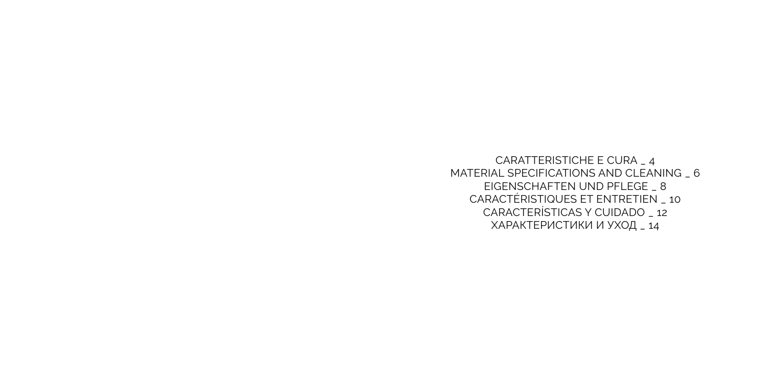CARATTERISTICHE E CURA _ 4
MATERIAL SPECIFICATIONS AND CLEANING _ 6
EIGENSCHAFTEN UND PFLEGE _ 8
CARACTÉRISTIQUES ET ENTRETIEN _ 10
CARACTERÍSTICAS Y CUIDADO _ 12
ХАРАКТЕРИСТИКИ И УХОД _ 14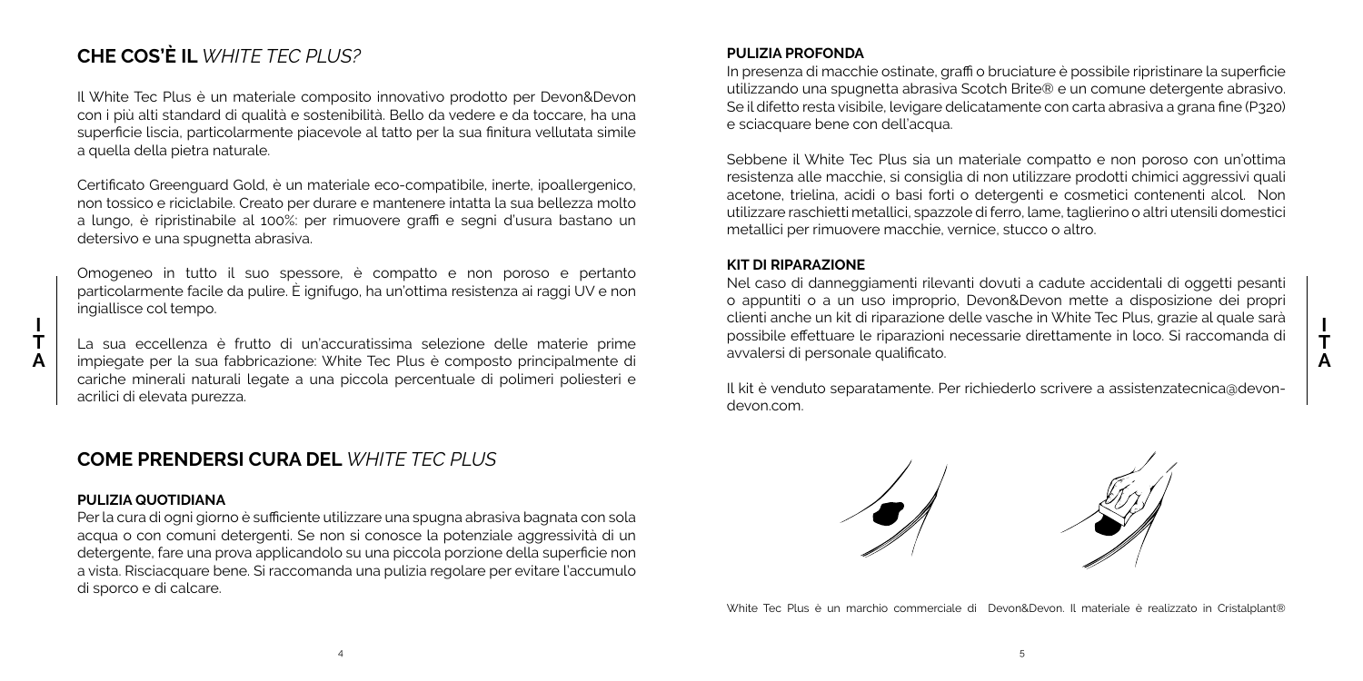## CHE COS'È IL *WHITE TEC PLUS?*

Il White Tec Plus è un materiale composito innovativo prodotto per Devon&Devon con i più alti standard di qualità e sostenibilità. Bello da vedere e da toccare, ha una superficie liscia, particolarmente piacevole al tatto per la sua finitura vellutata simile a quella della pietra naturale.

Certificato Greenguard Gold, è un materiale eco-compatibile, inerte, ipoallergenico, non tossico e riciclabile. Creato per durare e mantenere intatta la sua bellezza molto a lungo, è ripristinabile al 100%: per rimuovere graffi e segni d'usura bastano un detersivo e una spugnetta abrasiva.

Omogeneo in tutto il suo spessore, è compatto e non poroso e pertanto particolarmente facile da pulire. È ignifugo, ha un'ottima resistenza ai raggi UV e non ingiallisce col tempo.

La sua eccellenza è frutto di un'accuratissima selezione delle materie prime impiegate per la sua fabbricazione: White Tec Plus è composto principalmente di cariche minerali naturali legate a una piccola percentuale di polimeri poliesteri e acrilici di elevata purezza.

## COME PRENDERSI CURA DEL *WHITE TEC PLUS*

### PULIZIA QUOTIDIANA

Per la cura di ogni giorno è sufficiente utilizzare una spugna abrasiva bagnata con sola acqua o con comuni detergenti. Se non si conosce la potenziale aggressività di un detergente, fare una prova applicandolo su una piccola porzione della superficie non a vista. Risciacquare bene. Si raccomanda una pulizia regolare per evitare l'accumulo di sporco e di calcare.

### PULIZIA PROFONDA

In presenza di macchie ostinate, graffi o bruciature è possibile ripristinare la superficie utilizzando una spugnetta abrasiva Scotch Brite® e un comune detergente abrasivo. Se il difetto resta visibile, levigare delicatamente con carta abrasiva a grana fine (P320) e sciacquare bene con dell'acqua.

Sebbene il White Tec Plus sia un materiale compatto e non poroso con un'ottima resistenza alle macchie, si consiglia di non utilizzare prodotti chimici aggressivi quali acetone, trielina, acidi o basi forti o detergenti e cosmetici contenenti alcol. Non utilizzare raschietti metallici, spazzole di ferro, lame, taglierino o altri utensili domestici metallici per rimuovere macchie, vernice, stucco o altro.

### KIT DI RIPARAZIONE

Nel caso di danneggiamenti rilevanti dovuti a cadute accidentali di oggetti pesanti o appuntiti o a un uso improprio, Devon&Devon mette a disposizione dei propri clienti anche un kit di riparazione delle vasche in White Tec Plus, grazie al quale sarà possibile effettuare le riparazioni necessarie direttamente in loco. Si raccomanda di avvalersi di personale qualificato.

Il kit è venduto separatamente. Per richiederlo scrivere a assistenzatecnica@devon-devon.com.

White Tec Plus è un marchio commerciale di Devon&Devon. Il materiale è realizzato in Cristalplant®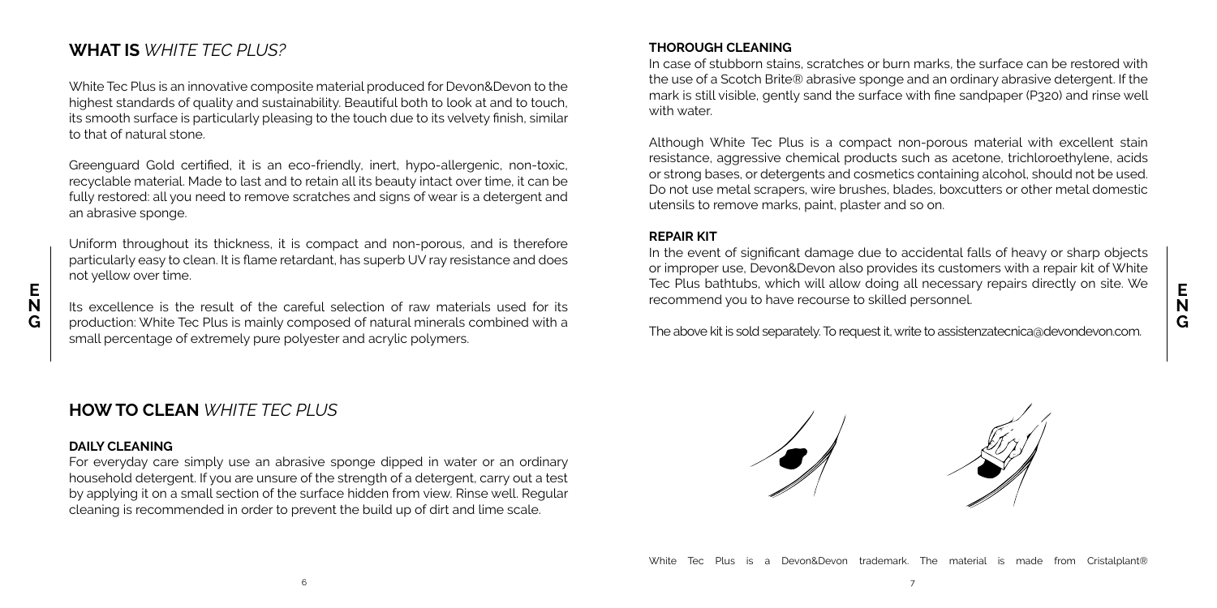## **WHAT IS** *WHITE TEC PLUS?*

White Tec Plus is an innovative composite material produced for Devon&Devon to the highest standards of quality and sustainability. Beautiful both to look at and to touch, its smooth surface is particularly pleasing to the touch due to its velvety finish, similar to that of natural stone.

Greenguard Gold certified, it is an eco-friendly, inert, hypo-allergenic, non-toxic, recyclable material. Made to last and to retain all its beauty intact over time, it can be fully restored: all you need to remove scratches and signs of wear is a detergent and an abrasive sponge.

Uniform throughout its thickness, it is compact and non-porous, and is therefore particularly easy to clean. It is flame retardant, has superb UV ray resistance and does not yellow over time.

Its excellence is the result of the careful selection of raw materials used for its production: White Tec Plus is mainly composed of natural minerals combined with a small percentage of extremely pure polyester and acrylic polymers.

## **HOW TO CLEAN** *WHITE TEC PLUS*

### DAILY CLEANING

For everyday care simply use an abrasive sponge dipped in water or an ordinary household detergent. If you are unsure of the strength of a detergent, carry out a test by applying it on a small section of the surface hidden from view. Rinse well. Regular cleaning is recommended in order to prevent the build up of dirt and lime scale.

### THOROUGH CLEANING

In case of stubborn stains, scratches or burn marks, the surface can be restored with the use of a Scotch Brite® abrasive sponge and an ordinary abrasive detergent. If the mark is still visible, gently sand the surface with fine sandpaper (P320) and rinse well with water.

Although White Tec Plus is a compact non-porous material with excellent stain resistance, aggressive chemical products such as acetone, trichloroethylene, acids or strong bases, or detergents and cosmetics containing alcohol, should not be used. Do not use metal scrapers, wire brushes, blades, boxcutters or other metal domestic utensils to remove marks, paint, plaster and so on.

### REPAIR KIT

In the event of significant damage due to accidental falls of heavy or sharp objects or improper use, Devon&Devon also provides its customers with a repair kit of White Tec Plus bathtubs, which will allow doing all necessary repairs directly on site. We recommend you to have recourse to skilled personnel.

The above kit is sold separately. To request it, write to assistenzatecnica@devondevon.com.

White Tec Plus is a Devon&Devon trademark. The material is made from Cristalplant®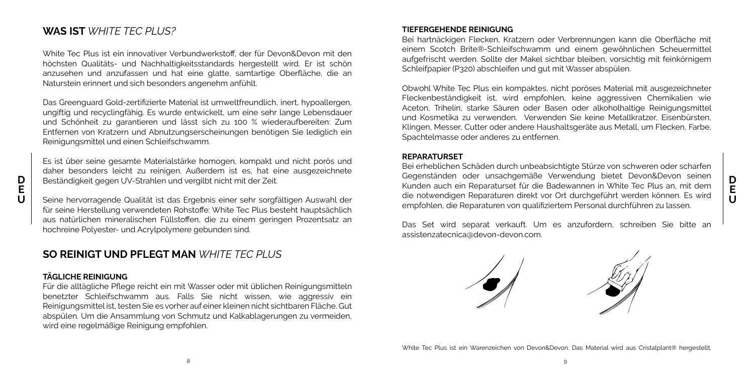## WAS IST *WHITE TEC PLUS?*

White Tec Plus ist ein innovativer Verbundwerkstoff, der für Devon&Devon mit den höchsten Qualitäts- und Nachhaltigkeitsstandards hergestellt wird. Er ist schön anzusehen und anzufassen und hat eine glatte, samtartige Oberfläche, die an Naturstein erinnert und sich besonders angenehm anfühlt.

Das Greenguard Gold-zertifizierte Material ist umweltfreundlich, inert, hypoallergen, ungiftig und recyclingfähig. Es wurde entwickelt, um eine sehr lange Lebensdauer und Schönheit zu garantieren und lässt sich zu 100 % wiederaufbereiten: Zum Entfernen von Kratzern und Abnutzungserscheinungen benötigen Sie lediglich ein Reinigungsmittel und einen Schleifschwamm.

Es ist über seine gesamte Materialstärke homogen, kompakt und nicht porös und daher besonders leicht zu reinigen. Außerdem ist es, hat eine ausgezeichnete Beständigkeit gegen UV-Strahlen und vergilbt nicht mit der Zeit.

Seine hervorragende Qualität ist das Ergebnis einer sehr sorgfältigen Auswahl der für seine Herstellung verwendeten Rohstoffe: White Tec Plus besteht hauptsächlich aus natürlichen mineralischen Füllstoffen, die zu einem geringen Prozentsatz an hochreine Polyester- und Acrylpolymere gebunden sind.

## SO REINIGT UND PFLEGT MAN *WHITE TEC PLUS*

### TÄGLICHE REINIGUNG

Für die alltägliche Pflege reicht ein mit Wasser oder mit üblichen Reinigungsmitteln benetzter Schleifschwamm aus. Falls Sie nicht wissen, wie aggressiv ein Reinigungsmittel ist, testen Sie es vorher auf einer kleinen nicht sichtbaren Fläche. Gut abspülen. Um die Ansammlung von Schmutz und Kalkablagerungen zu vermeiden, wird eine regelmäßige Reinigung empfohlen.

### TIEFERGEHENDE REINIGUNG

Bei hartnäckigen Flecken, Kratzern oder Verbrennungen kann die Oberfläche mit einem Scotch Brite®-Schleifschwamm und einem gewöhnlichen Scheuermittel aufgefrischt werden. Sollte der Makel sichtbar bleiben, vorsichtig mit feinkörnigem Schleifpapier (P320) abschleifen und gut mit Wasser abspülen.

Obwohl White Tec Plus ein kompaktes, nicht poröses Material mit ausgezeichneter Fleckenbeständigkeit ist, wird empfohlen, keine aggressiven Chemikalien wie Aceton, Trihelin, starke Säuren oder Basen oder alkoholhaltige Reinigungsmittel und Kosmetika zu verwenden. Verwenden Sie keine Metallkratzer, Eisenbürsten, Klingen, Messer, Cutter oder andere Haushaltsgeräte aus Metall, um Flecken, Farbe, Spachtelmasse oder anderes zu entfernen.

### REPARATURSET

Bei erheblichen Schäden durch unbeabsichtigte Stürze von schweren oder scharfen Gegenständen oder unsachgemäße Verwendung bietet Devon&Devon seinen Kunden auch ein Reparaturset für die Badewannen in White Tec Plus an, mit dem die notwendigen Reparaturen direkt vor Ort durchgeführt werden können. Es wird empfohlen, die Reparaturen von qualifiziertem Personal durchführen zu lassen.

Das Set wird separat verkauft. Um es anzufordern, schreiben Sie bitte an assistenzatecnica@devon-devon.com.

White Tec Plus ist ein Warenzeichen von Devon&Devon. Das Material wird aus Cristalplant® hergestellt.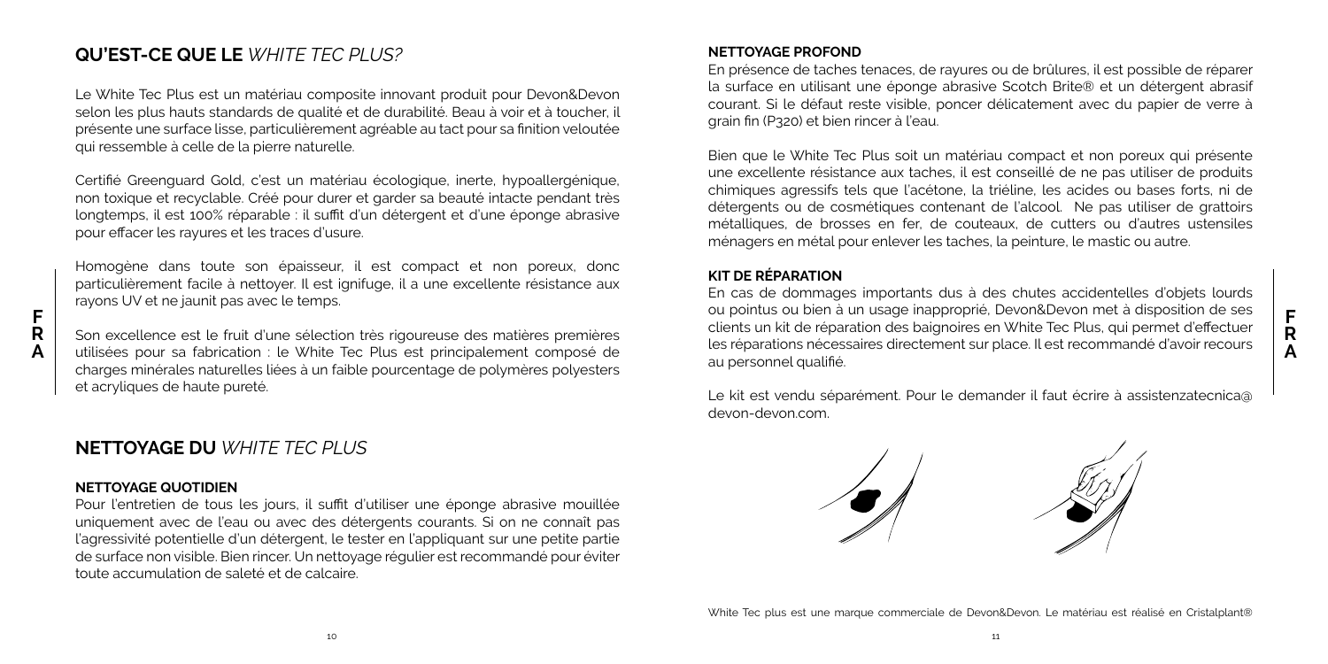## QU'EST-CE QUE LE *WHITE TEC PLUS?*

Le White Tec Plus est un matériau composite innovant produit pour Devon&Devon selon les plus hauts standards de qualité et de durabilité. Beau à voir et à toucher, il présente une surface lisse, particulièrement agréable au tact pour sa finition veloutée qui ressemble à celle de la pierre naturelle.

Certifié Greenguard Gold, c'est un matériau écologique, inerte, hypoallergénique, non toxique et recyclable. Créé pour durer et garder sa beauté intacte pendant très longtemps, il est 100% réparable : il suffit d'un détergent et d'une éponge abrasive pour effacer les rayures et les traces d'usure.

Homogène dans toute son épaisseur, il est compact et non poreux, donc particulièrement facile à nettoyer. Il est ignifuge, il a une excellente résistance aux rayons UV et ne jaunit pas avec le temps.

Son excellence est le fruit d'une sélection très rigoureuse des matières premières utilisées pour sa fabrication : le White Tec Plus est principalement composé de charges minérales naturelles liées à un faible pourcentage de polymères polyesters et acryliques de haute pureté.

## NETTOYAGE DU *WHITE TEC PLUS*

### NETTOYAGE QUOTIDIEN

Pour l'entretien de tous les jours, il suffit d'utiliser une éponge abrasive mouillée uniquement avec de l'eau ou avec des détergents courants. Si on ne connaît pas l'agressivité potentielle d'un détergent, le tester en l'appliquant sur une petite partie de surface non visible. Bien rincer. Un nettoyage régulier est recommandé pour éviter toute accumulation de saleté et de calcaire.

### NETTOYAGE PROFOND

En présence de taches tenaces, de rayures ou de brûlures, il est possible de réparer la surface en utilisant une éponge abrasive Scotch Brite® et un détergent abrasif courant. Si le défaut reste visible, poncer délicatement avec du papier de verre à grain fin (P320) et bien rincer à l'eau.

Bien que le White Tec Plus soit un matériau compact et non poreux qui présente une excellente résistance aux taches, il est conseillé de ne pas utiliser de produits chimiques agressifs tels que l'acétone, la triéline, les acides ou bases forts, ni de détergents ou de cosmétiques contenant de l'alcool. Ne pas utiliser de grattoirs métalliques, de brosses en fer, de couteaux, de cutters ou d'autres ustensiles ménagers en métal pour enlever les taches, la peinture, le mastic ou autre.

### KIT DE RÉPARATION

En cas de dommages importants dus à des chutes accidentelles d'objets lourds ou pointus ou bien à un usage inapproprié, Devon&Devon met à disposition de ses clients un kit de réparation des baignoires en White Tec Plus, qui permet d'effectuer les réparations nécessaires directement sur place. Il est recommandé d'avoir recours au personnel qualifié.

Le kit est vendu séparément. Pour le demander il faut écrire à assistenzatecnica@devon-devon.com.

White Tec plus est une marque commerciale de Devon&Devon. Le matériau est réalisé en Cristalplant®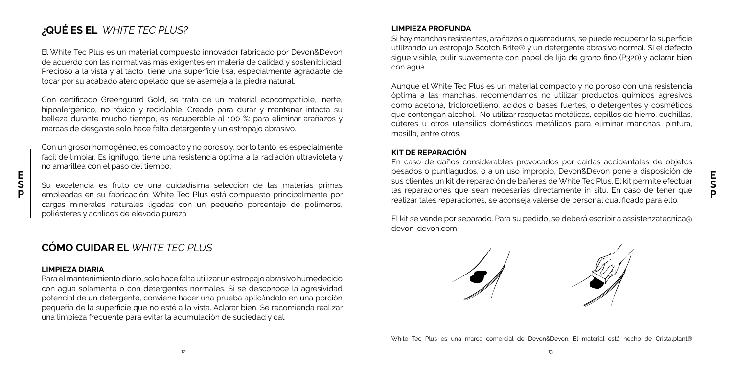## ¿QUÉ ES EL *WHITE TEC PLUS?*

El White Tec Plus es un material compuesto innovador fabricado por Devon&Devon de acuerdo con las normativas más exigentes en materia de calidad y sostenibilidad. Precioso a la vista y al tacto, tiene una superficie lisa, especialmente agradable de tocar por su acabado aterciopelado que se asemeja a la piedra natural.

Con certificado Greenguard Gold, se trata de un material ecocompatible, inerte, hipoalergénico, no tóxico y reciclable. Creado para durar y mantener intacta su belleza durante mucho tiempo, es recuperable al 100 %: para eliminar arañazos y marcas de desgaste solo hace falta detergente y un estropajo abrasivo.

Con un grosor homogéneo, es compacto y no poroso y, por lo tanto, es especialmente fácil de limpiar. Es ignífugo, tiene una resistencia óptima a la radiación ultravioleta y no amarillea con el paso del tiempo.

Su excelencia es fruto de una cuidadísima selección de las materias primas empleadas en su fabricación: White Tec Plus está compuesto principalmente por cargas minerales naturales ligadas con un pequeño porcentaje de polímeros, poliésteres y acrílicos de elevada pureza.

## CÓMO CUIDAR EL *WHITE TEC PLUS*

### LIMPIEZA DIARIA

Para el mantenimiento diario, solo hace falta utilizar un estropajo abrasivo humedecido con agua solamente o con detergentes normales. Si se desconoce la agresividad potencial de un detergente, conviene hacer una prueba aplicándolo en una porción pequeña de la superficie que no esté a la vista. Aclarar bien. Se recomienda realizar una limpieza frecuente para evitar la acumulación de suciedad y cal.

### LIMPIEZA PROFUNDA

Si hay manchas resistentes, arañazos o quemaduras, se puede recuperar la superficie utilizando un estropajo Scotch Brite® y un detergente abrasivo normal. Si el defecto sigue visible, pulir suavemente con papel de lija de grano fino (P320) y aclarar bien con agua.

Aunque el White Tec Plus es un material compacto y no poroso con una resistencia óptima a las manchas, recomendamos no utilizar productos químicos agresivos como acetona, tricloroetileno, ácidos o bases fuertes, o detergentes y cosméticos que contengan alcohol. No utilizar rasquetas metálicas, cepillos de hierro, cuchillas, cúteres u otros utensilios domésticos metálicos para eliminar manchas, pintura, masilla, entre otros.

### KIT DE REPARACIÓN

En caso de daños considerables provocados por caídas accidentales de objetos pesados o puntiagudos, o a un uso impropio, Devon&Devon pone a disposición de sus clientes un kit de reparación de bañeras de White Tec Plus. El kit permite efectuar las reparaciones que sean necesarias directamente in situ. En caso de tener que realizar tales reparaciones, se aconseja valerse de personal cualificado para ello.

El kit se vende por separado. Para su pedido, se deberá escribir a assistenzatecnica@devon-devon.com.

White Tec Plus es una marca comercial de Devon&Devon. El material está hecho de Cristalplant®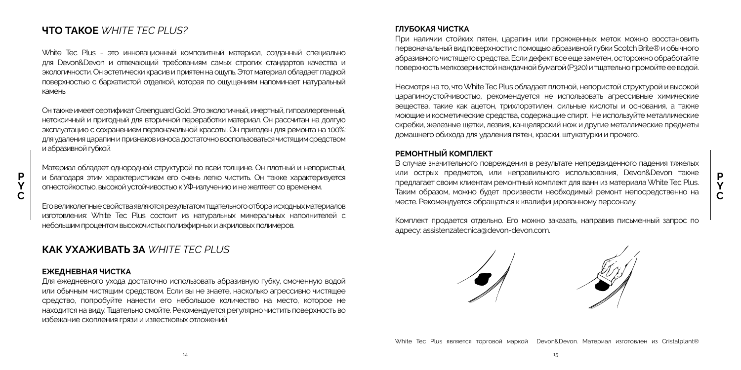## **ЧТО ТАКОЕ** *WHITE TEC PLUS?*

White Tec Plus - это инновационный композитный материал, созданный специально для Devon&Devon и отвечающий требованиям самых строгих стандартов качества и экологичности. Он эстетически красив и приятен на ощупь. Этот материал обладает гладкой поверхностью с бархатистой отделкой, которая по ощущениям напоминает натуральный камень.

Он также имеет сертификат Greenguard Gold. Это экологичный, инертный, гипоаллергенный, нетоксичный и пригодный для вторичной переработки материал. Он рассчитан на долгую эксплуатацию с сохранением первоначальной красоты. Он пригоден для ремонта на 100%: для удаления царапин и признаков износа достаточно воспользоваться чистящим средством и абразивной губкой.

Материал обладает однородной структурой по всей толщине. Он плотный и непористый, и благодаря этим характеристикам его очень легко чистить. Он также характеризуется огнестойкостью, высокой устойчивостью к УФ-излучению и не желтеет со временем.

Его великолепные свойства являются результатом тщательного отбора исходных материалов изготовления: White Tec Plus состоит из натуральных минеральных наполнителей с небольшим процентом высокочистых полиэфирных и акриловых полимеров.

## **КАК УХАЖИВАТЬ ЗА** *WHITE TEC PLUS*

### **ЕЖЕДНЕВНАЯ ЧИСТКА**

Для ежедневного ухода достаточно использовать абразивную губку, смоченную водой или обычным чистящим средством. Если вы не знаете, насколько агрессивно чистящее средство, попробуйте нанести его небольшое количество на место, которое не находится на виду. Тщательно смойте. Рекомендуется регулярно чистить поверхность во избежание скопления грязи и известковых отложений.

### **ГЛУБОКАЯ ЧИСТКА**

При наличии стойких пятен, царапин или прожженных меток можно восстановить первоначальный вид поверхности с помощью абразивной губки Scotch Brite® и обычного абразивного чистящего средства. Если дефект все еще заметен, осторожно обработайте поверхность мелкозернистой наждачной бумагой (P320) и тщательно промойте ее водой.

Несмотря на то, что White Tec Plus обладает плотной, непористой структурой и высокой царапиноустойчивостью, рекомендуется не использовать агрессивные химические вещества, такие как ацетон, трихлорэтилен, сильные кислоты и основания, а также моющие и косметические средства, содержащие спирт. Не используйте металлические скребки, железные щетки, лезвия, канцелярский нож и другие металлические предметы домашнего обихода для удаления пятен, краски, штукатурки и прочего.

### **РЕМОНТНЫЙ КОМПЛЕКТ**

В случае значительного повреждения в результате непредвиденного падения тяжелых или острых предметов, или неправильного использования, Devon&Devon также предлагает своим клиентам ремонтный комплект для ванн из материала White Tec Plus. Таким образом, можно будет произвести необходимый ремонт непосредственно на месте. Рекомендуется обращаться к квалифицированному персоналу.

Комплект продается отдельно. Его можно заказать, направив письменный запрос по адресу: assistenzatecnica@devon-devon.com.

White Tec Plus является торговой маркой Devon&Devon. Материал изготовлен из Cristalplant®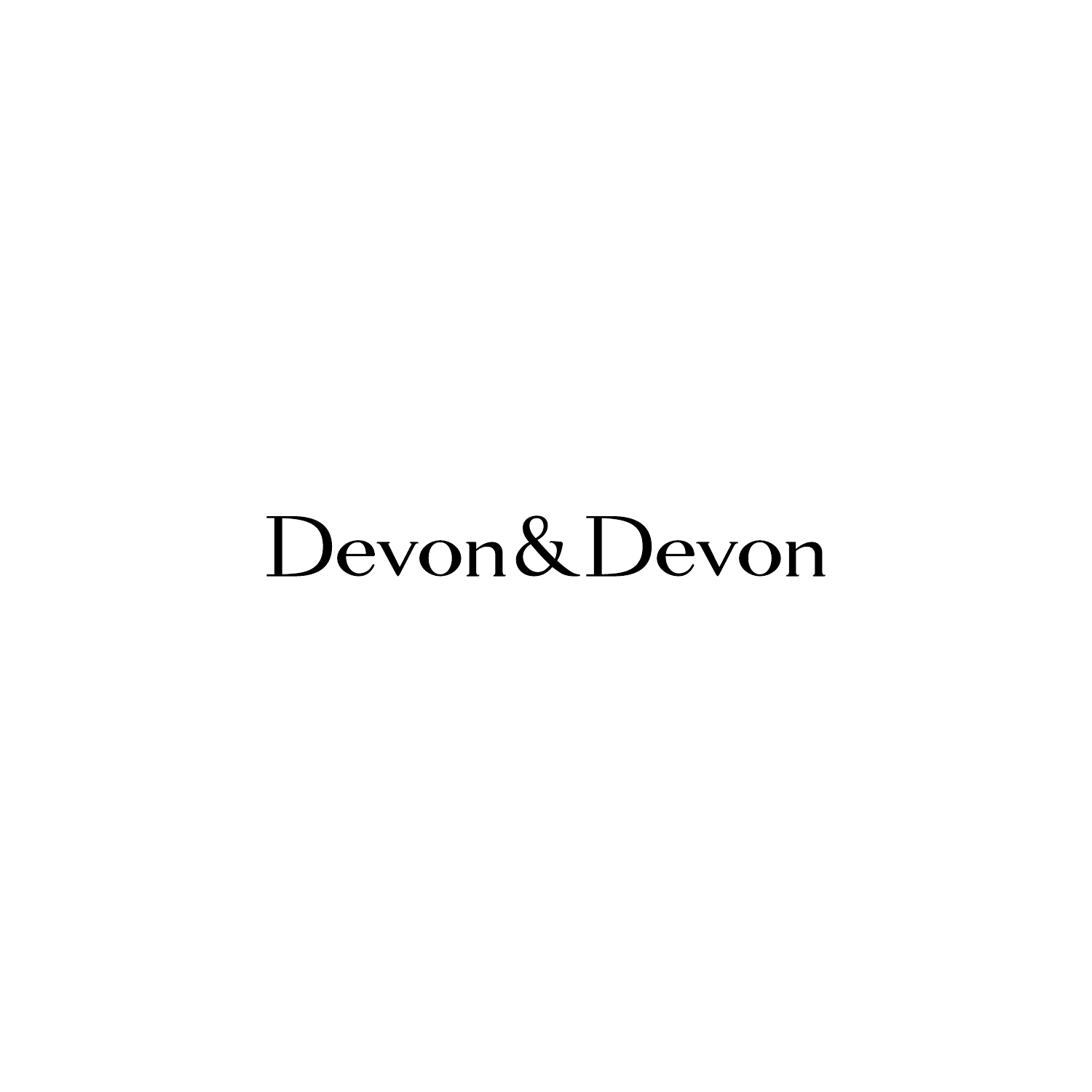Devon&Devon